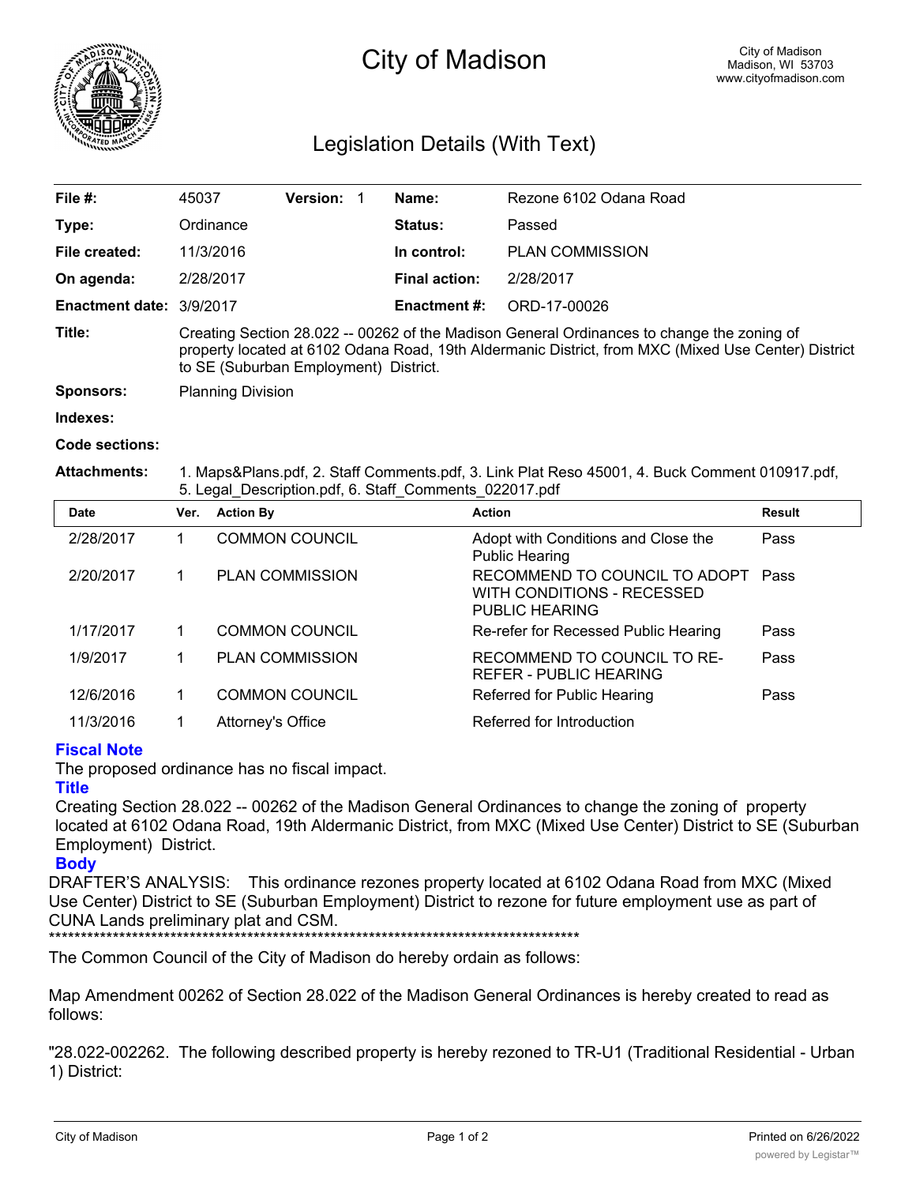# City of Madison

City of Madison
Madison, WI 53703
www.cityofmadison.com

## Legislation Details (With Text)

| | | | | | |
|---|---|---|---|---|---|
| **File #:** | 45037 | **Version:** 1 | | **Name:** | Rezone 6102 Odana Road |
| **Type:** | Ordinance | | | **Status:** | Passed |
| **File created:** | 11/3/2016 | | | **In control:** | PLAN COMMISSION |
| **On agenda:** | 2/28/2017 | | | **Final action:** | 2/28/2017 |
| **Enactment date:** | 3/9/2017 | | | **Enactment #:** | ORD-17-00026 |

**Title:** Creating Section 28.022 -- 00262 of the Madison General Ordinances to change the zoning of property located at 6102 Odana Road, 19th Aldermanic District, from MXC (Mixed Use Center) District to SE (Suburban Employment) District.

**Sponsors:** Planning Division

**Indexes:**

**Code sections:**

**Attachments:** 1. Maps&Plans.pdf, 2. Staff Comments.pdf, 3. Link Plat Reso 45001, 4. Buck Comment 010917.pdf, 5. Legal_Description.pdf, 6. Staff_Comments_022017.pdf

| Date | Ver. | Action By | Action | Result |
|---|---|---|---|---|
| 2/28/2017 | 1 | COMMON COUNCIL | Adopt with Conditions and Close the Public Hearing | Pass |
| 2/20/2017 | 1 | PLAN COMMISSION | RECOMMEND TO COUNCIL TO ADOPT WITH CONDITIONS - RECESSED PUBLIC HEARING | Pass |
| 1/17/2017 | 1 | COMMON COUNCIL | Re-refer for Recessed Public Hearing | Pass |
| 1/9/2017 | 1 | PLAN COMMISSION | RECOMMEND TO COUNCIL TO RE-REFER - PUBLIC HEARING | Pass |
| 12/6/2016 | 1 | COMMON COUNCIL | Referred for Public Hearing | Pass |
| 11/3/2016 | 1 | Attorney's Office | Referred for Introduction | |

### Fiscal Note

The proposed ordinance has no fiscal impact.

### Title

Creating Section 28.022 -- 00262 of the Madison General Ordinances to change the zoning of property located at 6102 Odana Road, 19th Aldermanic District, from MXC (Mixed Use Center) District to SE (Suburban Employment) District.

### Body

DRAFTER'S ANALYSIS: This ordinance rezones property located at 6102 Odana Road from MXC (Mixed Use Center) District to SE (Suburban Employment) District to rezone for future employment use as part of CUNA Lands preliminary plat and CSM.
*******************************************************************************************

The Common Council of the City of Madison do hereby ordain as follows:

Map Amendment 00262 of Section 28.022 of the Madison General Ordinances is hereby created to read as follows:

"28.022-002262. The following described property is hereby rezoned to TR-U1 (Traditional Residential - Urban 1) District: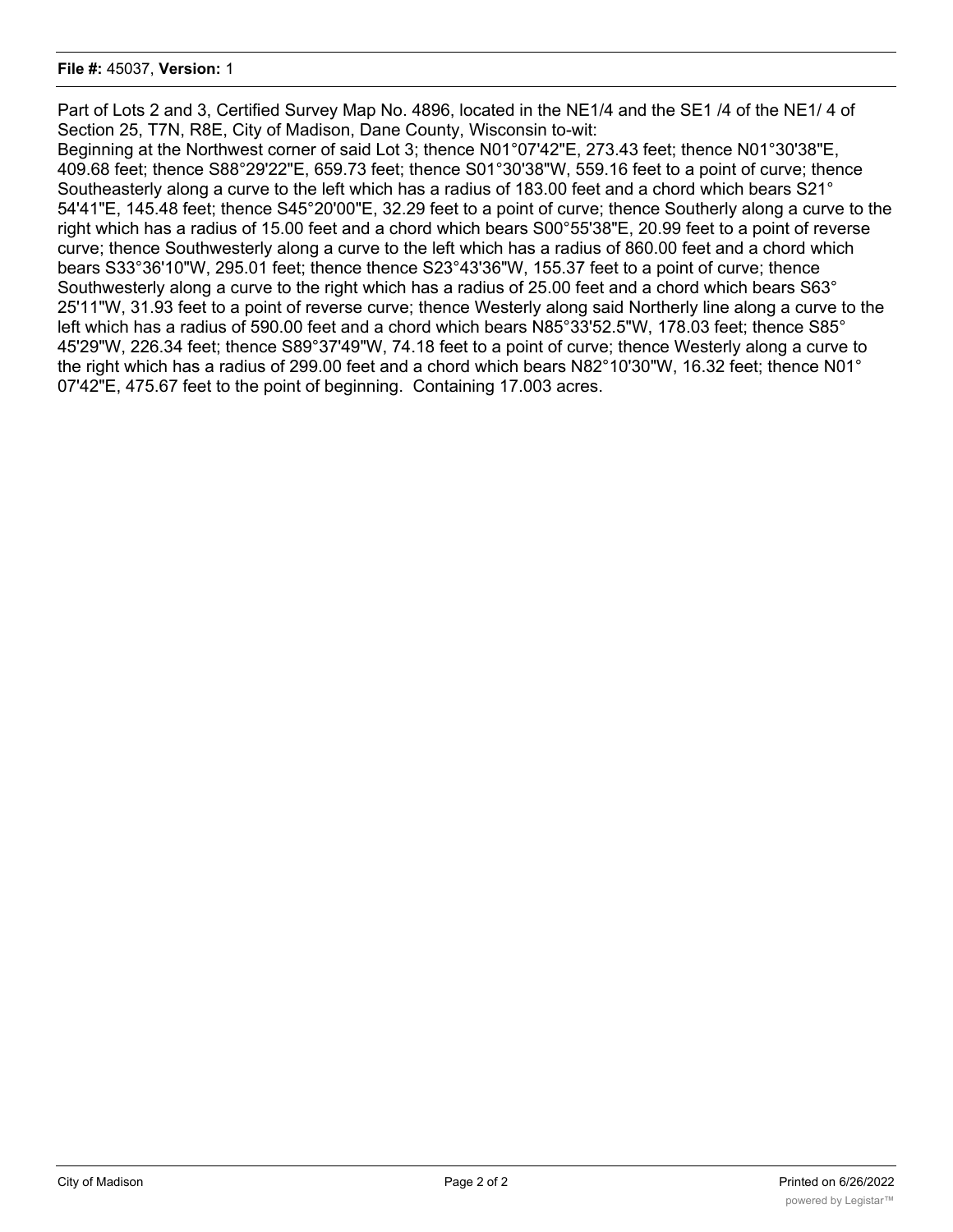**File #:** 45037, **Version:** 1

Part of Lots 2 and 3, Certified Survey Map No. 4896, located in the NE1/4 and the SE1 /4 of the NE1/ 4 of Section 25, T7N, R8E, City of Madison, Dane County, Wisconsin to-wit:
Beginning at the Northwest corner of said Lot 3; thence N01°07'42"E, 273.43 feet; thence N01°30'38"E, 409.68 feet; thence S88°29'22"E, 659.73 feet; thence S01°30'38"W, 559.16 feet to a point of curve; thence Southeasterly along a curve to the left which has a radius of 183.00 feet and a chord which bears S21° 54'41"E, 145.48 feet; thence S45°20'00"E, 32.29 feet to a point of curve; thence Southerly along a curve to the right which has a radius of 15.00 feet and a chord which bears S00°55'38"E, 20.99 feet to a point of reverse curve; thence Southwesterly along a curve to the left which has a radius of 860.00 feet and a chord which bears S33°36'10"W, 295.01 feet; thence thence S23°43'36"W, 155.37 feet to a point of curve; thence Southwesterly along a curve to the right which has a radius of 25.00 feet and a chord which bears S63° 25'11"W, 31.93 feet to a point of reverse curve; thence Westerly along said Northerly line along a curve to the left which has a radius of 590.00 feet and a chord which bears N85°33'52.5"W, 178.03 feet; thence S85° 45'29"W, 226.34 feet; thence S89°37'49"W, 74.18 feet to a point of curve; thence Westerly along a curve to the right which has a radius of 299.00 feet and a chord which bears N82°10'30"W, 16.32 feet; thence N01° 07'42"E, 475.67 feet to the point of beginning. Containing 17.003 acres.